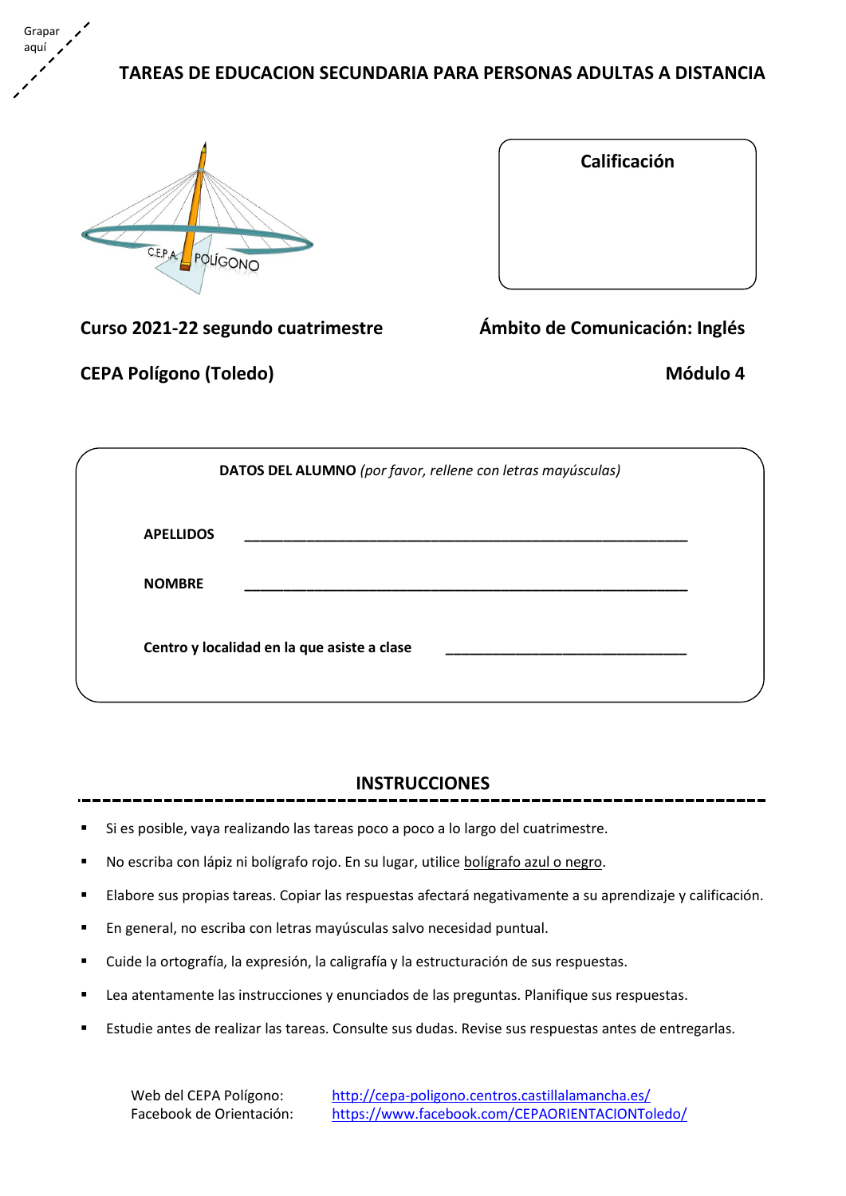Grapar aquí

# TAREAS DE EDUCACION SECUNDARIA PARA PERSONAS ADULTAS A DISTANCIA

C.E.P.A. POLÍGONO

**Calificación**

**Curso 2021-22 segundo cuatrimestre**

**Ámbito de Comunicación: Inglés**

**CEPA Polígono (Toledo)**

**Módulo 4**

**DATOS DEL ALUMNO** *(por favor, rellene con letras mayúsculas)*

**APELLIDOS** ____________________________________________________________

**NOMBRE** ____________________________________________________________

**Centro y localidad en la que asiste a clase** _________________________________

## INSTRUCCIONES

- Si es posible, vaya realizando las tareas poco a poco a lo largo del cuatrimestre.
- No escriba con lápiz ni bolígrafo rojo. En su lugar, utilice bolígrafo azul o negro.
- Elabore sus propias tareas. Copiar las respuestas afectará negativamente a su aprendizaje y calificación.
- En general, no escriba con letras mayúsculas salvo necesidad puntual.
- Cuide la ortografía, la expresión, la caligrafía y la estructuración de sus respuestas.
- Lea atentamente las instrucciones y enunciados de las preguntas. Planifique sus respuestas.
- Estudie antes de realizar las tareas. Consulte sus dudas. Revise sus respuestas antes de entregarlas.

Web del CEPA Polígono: http://cepa-poligono.centros.castillalamancha.es/
Facebook de Orientación: https://www.facebook.com/CEPAORIENTACIONToledo/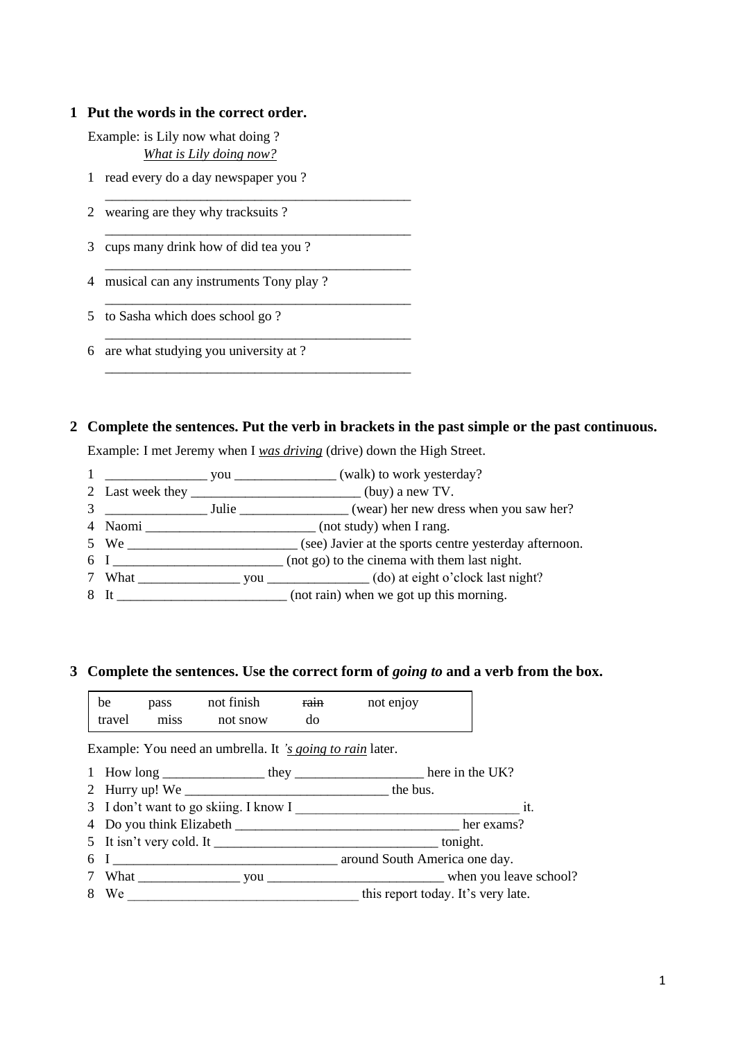## 1 Put the words in the correct order.

Example: is Lily now what doing ?
*What is Lily doing now?*

1 read every do a day newspaper you ?
______________________________________________

2 wearing are they why tracksuits ?
______________________________________________

3 cups many drink how of did tea you ?
______________________________________________

4 musical can any instruments Tony play ?
______________________________________________

5 to Sasha which does school go ?
______________________________________________

6 are what studying you university at ?
______________________________________________

## 2 Complete the sentences. Put the verb in brackets in the past simple or the past continuous.

Example: I met Jeremy when I *was driving* (drive) down the High Street.

1 _______________ you _______________ (walk) to work yesterday?
2 Last week they _________________________ (buy) a new TV.
3 _______________ Julie ________________ (wear) her new dress when you saw her?
4 Naomi _________________________ (not study) when I rang.
5 We _________________________ (see) Javier at the sports centre yesterday afternoon.
6 I _________________________ (not go) to the cinema with them last night.
7 What _______________ you _______________ (do) at eight o'clock last night?
8 It _________________________ (not rain) when we got up this morning.

## 3 Complete the sentences. Use the correct form of *going to* and a verb from the box.

| be | pass | not finish | ~~rain~~ | not enjoy |
|---|---|---|---|---|
| travel | miss | not snow | do | |

Example: You need an umbrella. It *'s going to rain* later.

1 How long _______________ they ___________________ here in the UK?
2 Hurry up! We ______________________________ the bus.
3 I don't want to go skiing. I know I _________________________________ it.
4 Do you think Elizabeth _________________________________ her exams?
5 It isn't very cold. It _________________________________ tonight.
6 I _________________________________ around South America one day.
7 What _______________ you __________________________ when you leave school?
8 We __________________________________ this report today. It's very late.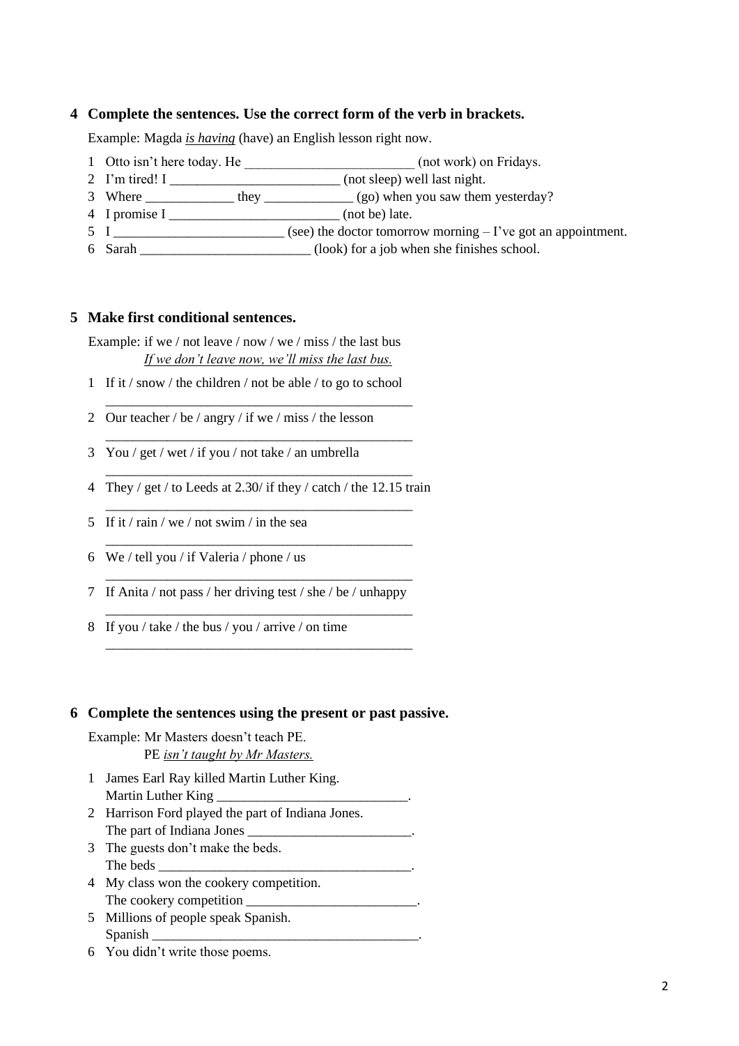**4 Complete the sentences. Use the correct form of the verb in brackets.**

Example: Magda *__is having__* (have) an English lesson right now.

1 Otto isn't here today. He ________________________ (not work) on Fridays.
2 I'm tired! I ________________________ (not sleep) well last night.
3 Where _____________ they _____________ (go) when you saw them yesterday?
4 I promise I ________________________ (not be) late.
5 I ________________________ (see) the doctor tomorrow morning – I've got an appointment.
6 Sarah ________________________ (look) for a job when she finishes school.

**5 Make first conditional sentences.**

Example: if we / not leave / now / we / miss / the last bus
*__If we don't leave now, we'll miss the last bus.__*

1 If it / snow / the children / not be able / to go to school
_____________________________________________
2 Our teacher / be / angry / if we / miss / the lesson
_____________________________________________
3 You / get / wet / if you / not take / an umbrella
_____________________________________________
4 They / get / to Leeds at 2.30/ if they / catch / the 12.15 train
_____________________________________________
5 If it / rain / we / not swim / in the sea
_____________________________________________
6 We / tell you / if Valeria / phone / us
_____________________________________________
7 If Anita / not pass / her driving test / she / be / unhappy
_____________________________________________
8 If you / take / the bus / you / arrive / on time
_____________________________________________

**6 Complete the sentences using the present or past passive.**

Example: Mr Masters doesn't teach PE.
PE *__isn't taught by Mr Masters.__*

1 James Earl Ray killed Martin Luther King.
Martin Luther King ___________________________.
2 Harrison Ford played the part of Indiana Jones.
The part of Indiana Jones ________________________.
3 The guests don't make the beds.
The beds _____________________________________.
4 My class won the cookery competition.
The cookery competition ________________________.
5 Millions of people speak Spanish.
Spanish ________________________________________.
6 You didn't write those poems.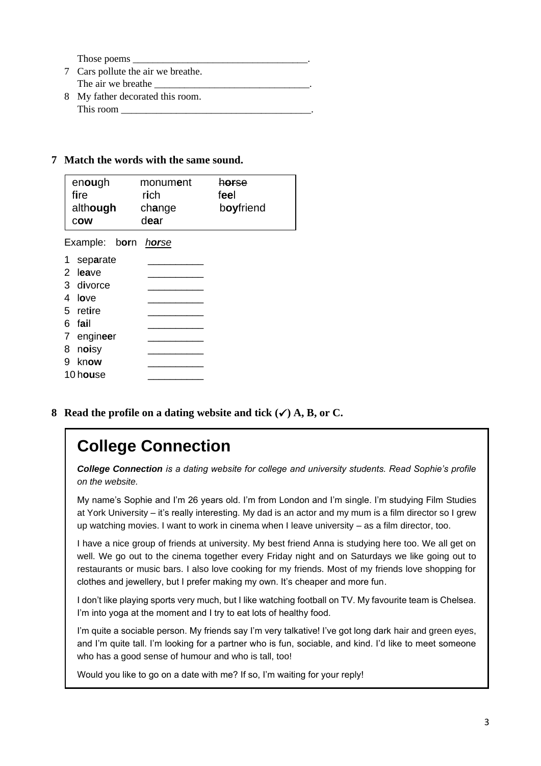Those poems ___________________________________.

7 Cars pollute the air we breathe.
The air we breathe ________________________________.

8 My father decorated this room.
This room ______________________________________.

**7 Match the words with the same sound.**

| | | |
|---|---|---|
| en**ou**gh | monum**e**nt | ~~h**or**se~~ |
| f**i**re | r**i**ch | f**ee**l |
| alth**ough** | ch**a**nge | b**oy**friend |
| c**ow** | d**ea**r | |

Example: b**or**n *h**or**se*

1 sep**a**rate __________
2 l**ea**ve __________
3 d**i**vorce __________
4 l**o**ve __________
5 ret**i**re __________
6 f**ai**l __________
7 engin**ee**r __________
8 n**oi**sy __________
9 kn**ow** __________
10 h**ou**se __________

**8 Read the profile on a dating website and tick (✓) A, B, or C.**

# College Connection

***College Connection*** *is a dating website for college and university students. Read Sophie's profile on the website.*

My name's Sophie and I'm 26 years old. I'm from London and I'm single. I'm studying Film Studies at York University – it's really interesting. My dad is an actor and my mum is a film director so I grew up watching movies. I want to work in cinema when I leave university – as a film director, too.

I have a nice group of friends at university. My best friend Anna is studying here too. We all get on well. We go out to the cinema together every Friday night and on Saturdays we like going out to restaurants or music bars. I also love cooking for my friends. Most of my friends love shopping for clothes and jewellery, but I prefer making my own. It's cheaper and more fun.

I don't like playing sports very much, but I like watching football on TV. My favourite team is Chelsea. I'm into yoga at the moment and I try to eat lots of healthy food.

I'm quite a sociable person. My friends say I'm very talkative! I've got long dark hair and green eyes, and I'm quite tall. I'm looking for a partner who is fun, sociable, and kind. I'd like to meet someone who has a good sense of humour and who is tall, too!

Would you like to go on a date with me? If so, I'm waiting for your reply!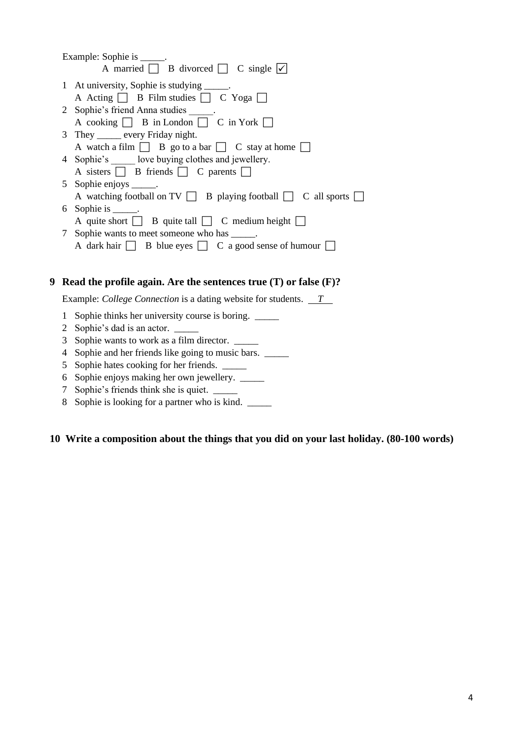Example: Sophie is _____.
A married ☐ B divorced ☐ C single ☑

1 At university, Sophie is studying _____.
A Acting ☐ B Film studies ☐ C Yoga ☐
2 Sophie's friend Anna studies _____.
A cooking ☐ B in London ☐ C in York ☐
3 They _____ every Friday night.
A watch a film ☐ B go to a bar ☐ C stay at home ☐
4 Sophie's _____ love buying clothes and jewellery.
A sisters ☐ B friends ☐ C parents ☐
5 Sophie enjoys _____.
A watching football on TV ☐ B playing football ☐ C all sports ☐
6 Sophie is _____.
A quite short ☐ B quite tall ☐ C medium height ☐
7 Sophie wants to meet someone who has _____.
A dark hair ☐ B blue eyes ☐ C a good sense of humour ☐

## 9 Read the profile again. Are the sentences true (T) or false (F)?

Example: *College Connection* is a dating website for students. *T*

1 Sophie thinks her university course is boring. _____
2 Sophie's dad is an actor. _____
3 Sophie wants to work as a film director. _____
4 Sophie and her friends like going to music bars. _____
5 Sophie hates cooking for her friends. _____
6 Sophie enjoys making her own jewellery. _____
7 Sophie's friends think she is quiet. _____
8 Sophie is looking for a partner who is kind. _____

## 10 Write a composition about the things that you did on your last holiday. (80-100 words)